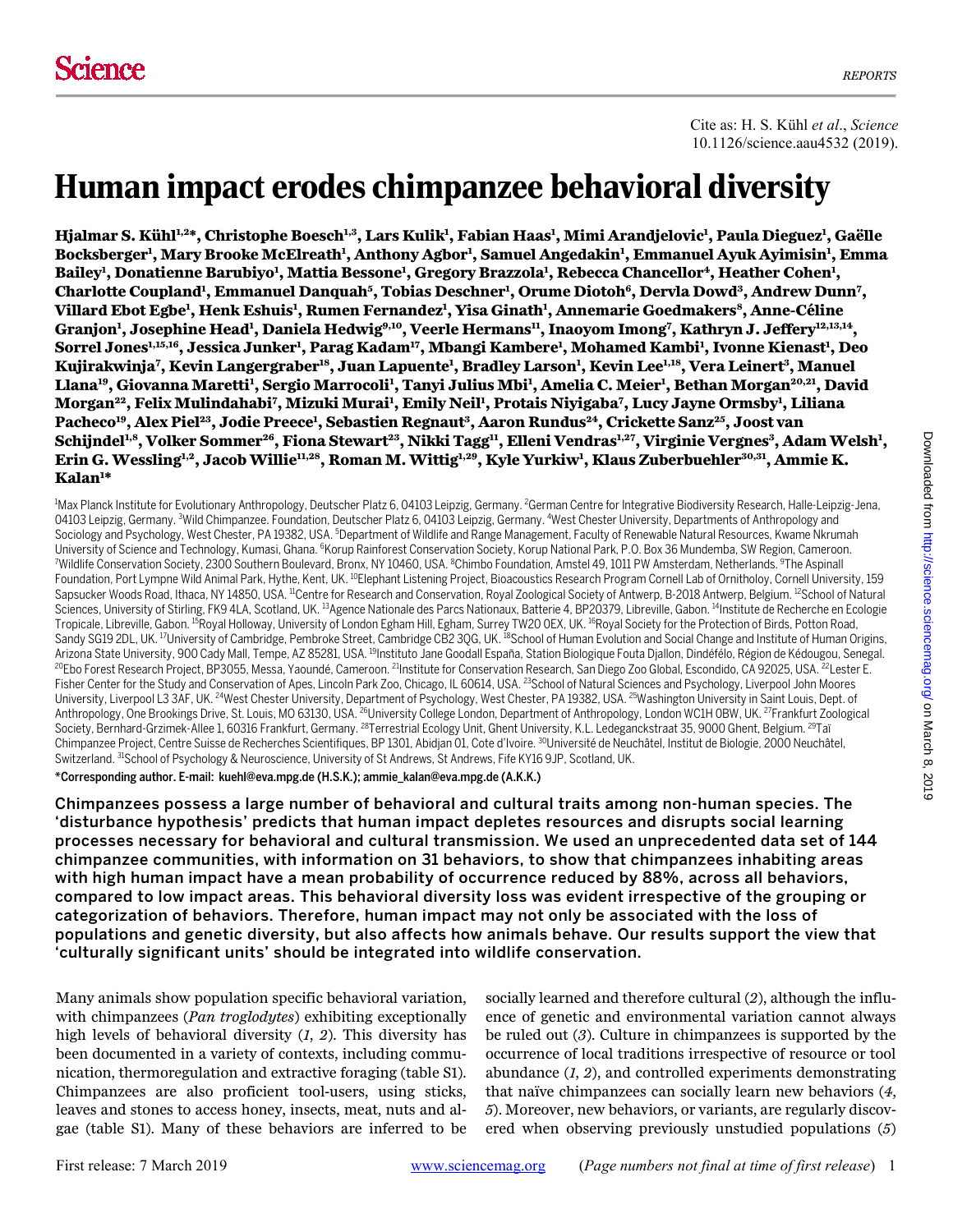Cite as: H. S. Kühl *et al.*, *Science* 10.1126/science.aau4532 (2019).

# Human impact erodes chimpanzee behavioral diversity

**Hjalmar S. Kühl[1,2*], Christophe Boesch[1,3], Lars Kulik[1], Fabian Haas[1], Mimi Arandjelovic[1], Paula Dieguez[1], Gaëlle Bocksberger[1], Mary Brooke McElreath[1], Anthony Agbor[1], Samuel Angedakin[1], Emmanuel Ayuk Ayimisin[1], Emma Bailey[1], Donatienne Barubiyo[1], Mattia Bessone[1], Gregory Brazzola[1], Rebecca Chancellor[4], Heather Cohen[1], Charlotte Coupland[1], Emmanuel Danquah[5], Tobias Deschner[1], Orume Diotoh[6], Dervla Dowd[3], Andrew Dunn[7], Villard Ebot Egbe[1], Henk Eshuis[1], Rumen Fernandez[1], Yisa Ginath[1], Annemarie Goedmakers[8], Anne-Céline Granjon[1], Josephine Head[1], Daniela Hedwig[9,10], Veerle Hermans[11], Inaoyom Imong[7], Kathryn J. Jeffery[12,13,14], Sorrel Jones[1,15,16], Jessica Junker[1], Parag Kadam[17], Mbangi Kambere[1], Mohamed Kambi[1], Ivonne Kienast[1], Deo Kujirakwinja[7], Kevin Langergraber[18], Juan Lapuente[1], Bradley Larson[1], Kevin Lee[1,18], Vera Leinert[3], Manuel Llana[19], Giovanna Maretti[1], Sergio Marrocoli[1], Tanyi Julius Mbi[1], Amelia C. Meier[1], Bethan Morgan[20,21], David Morgan[22], Felix Mulindahabi[7], Mizuki Murai[1], Emily Neil[1], Protais Niyigaba[7], Lucy Jayne Ormsby[1], Liliana Pacheco[19], Alex Piel[23], Jodie Preece[1], Sebastien Regnaut[3], Aaron Rundus[24], Crickette Sanz[25], Joost van Schijndel[1,8], Volker Sommer[26], Fiona Stewart[23], Nikki Tagg[11], Elleni Vendras[1,27], Virginie Vergnes[3], Adam Welsh[1], Erin G. Wessling[1,2], Jacob Willie[11,28], Roman M. Wittig[1,29], Kyle Yurkiw[1], Klaus Zuberbuehler[30,31], Ammie K. Kalan[1*]**

[1]Max Planck Institute for Evolutionary Anthropology, Deutscher Platz 6, 04103 Leipzig, Germany. [2]German Centre for Integrative Biodiversity Research, Halle-Leipzig-Jena, 04103 Leipzig, Germany. [3]Wild Chimpanzee. Foundation, Deutscher Platz 6, 04103 Leipzig, Germany. [4]West Chester University, Departments of Anthropology and Sociology and Psychology, West Chester, PA 19382, USA. [5]Department of Wildlife and Range Management, Faculty of Renewable Natural Resources, Kwame Nkrumah University of Science and Technology, Kumasi, Ghana. [6]Korup Rainforest Conservation Society, Korup National Park, P.O. Box 36 Mundemba, SW Region, Cameroon. [7]Wildlife Conservation Society, 2300 Southern Boulevard, Bronx, NY 10460, USA. [8]Chimbo Foundation, Amstel 49, 1011 PW Amsterdam, Netherlands. [9]The Aspinall Foundation, Port Lympne Wild Animal Park, Hythe, Kent, UK. [10]Elephant Listening Project, Bioacoustics Research Program Cornell Lab of Ornitholoy, Cornell University, 159 Sapsucker Woods Road, Ithaca, NY 14850, USA. [11]Centre for Research and Conservation, Royal Zoological Society of Antwerp, B-2018 Antwerp, Belgium. [12]School of Natural Sciences, University of Stirling, FK9 4LA, Scotland, UK. [13]Agence Nationale des Parcs Nationaux, Batterie 4, BP20379, Libreville, Gabon. [14]Institute de Recherche en Ecologie Tropicale, Libreville, Gabon. [15]Royal Holloway, University of London Egham Hill, Egham, Surrey TW20 0EX, UK. [16]Royal Society for the Protection of Birds, Potton Road, Sandy SG19 2DL, UK. [17]University of Cambridge, Pembroke Street, Cambridge CB2 3QG, UK. [18]School of Human Evolution and Social Change and Institute of Human Origins, Arizona State University, 900 Cady Mall, Tempe, AZ 85281, USA. [19]Instituto Jane Goodall España, Station Biologique Fouta Djallon, Dindéfélo, Région de Kédougou, Senegal. [20]Ebo Forest Research Project, BP3055, Messa, Yaoundé, Cameroon. [21]Institute for Conservation Research, San Diego Zoo Global, Escondido, CA 92025, USA. [22]Lester E. Fisher Center for the Study and Conservation of Apes, Lincoln Park Zoo, Chicago, IL 60614, USA. [23]School of Natural Sciences and Psychology, Liverpool John Moores University, Liverpool L3 3AF, UK. [24]West Chester University, Department of Psychology, West Chester, PA 19382, USA. [25]Washington University in Saint Louis, Dept. of Anthropology, One Brookings Drive, St. Louis, MO 63130, USA. [26]University College London, Department of Anthropology, London WC1H 0BW, UK. [27]Frankfurt Zoological Society, Bernhard-Grzimek-Allee 1, 60316 Frankfurt, Germany. [28]Terrestrial Ecology Unit, Ghent University, K.L. Ledeganckstraat 35, 9000 Ghent, Belgium. [29]Taï Chimpanzee Project, Centre Suisse de Recherches Scientifiques, BP 1301, Abidjan 01, Cote d'Ivoire. [30]Université de Neuchâtel, Institut de Biologie, 2000 Neuchâtel, Switzerland. [31]School of Psychology & Neuroscience, University of St Andrews, St Andrews, Fife KY16 9JP, Scotland, UK.

*Corresponding author. E-mail: kuehl@eva.mpg.de (H.S.K.); ammie_kalan@eva.mpg.de (A.K.K.)

**Chimpanzees possess a large number of behavioral and cultural traits among non-human species. The 'disturbance hypothesis' predicts that human impact depletes resources and disrupts social learning processes necessary for behavioral and cultural transmission. We used an unprecedented data set of 144 chimpanzee communities, with information on 31 behaviors, to show that chimpanzees inhabiting areas with high human impact have a mean probability of occurrence reduced by 88%, across all behaviors, compared to low impact areas. This behavioral diversity loss was evident irrespective of the grouping or categorization of behaviors. Therefore, human impact may not only be associated with the loss of populations and genetic diversity, but also affects how animals behave. Our results support the view that 'culturally significant units' should be integrated into wildlife conservation.**

Many animals show population specific behavioral variation, with chimpanzees (*Pan troglodytes*) exhibiting exceptionally high levels of behavioral diversity (*1*, *2*). This diversity has been documented in a variety of contexts, including communication, thermoregulation and extractive foraging (table S1). Chimpanzees are also proficient tool-users, using sticks, leaves and stones to access honey, insects, meat, nuts and algae (table S1). Many of these behaviors are inferred to be socially learned and therefore cultural (*2*), although the influence of genetic and environmental variation cannot always be ruled out (*3*). Culture in chimpanzees is supported by the occurrence of local traditions irrespective of resource or tool abundance (*1*, *2*), and controlled experiments demonstrating that naïve chimpanzees can socially learn new behaviors (*4*, *5*). Moreover, new behaviors, or variants, are regularly discovered when observing previously unstudied populations (*5*)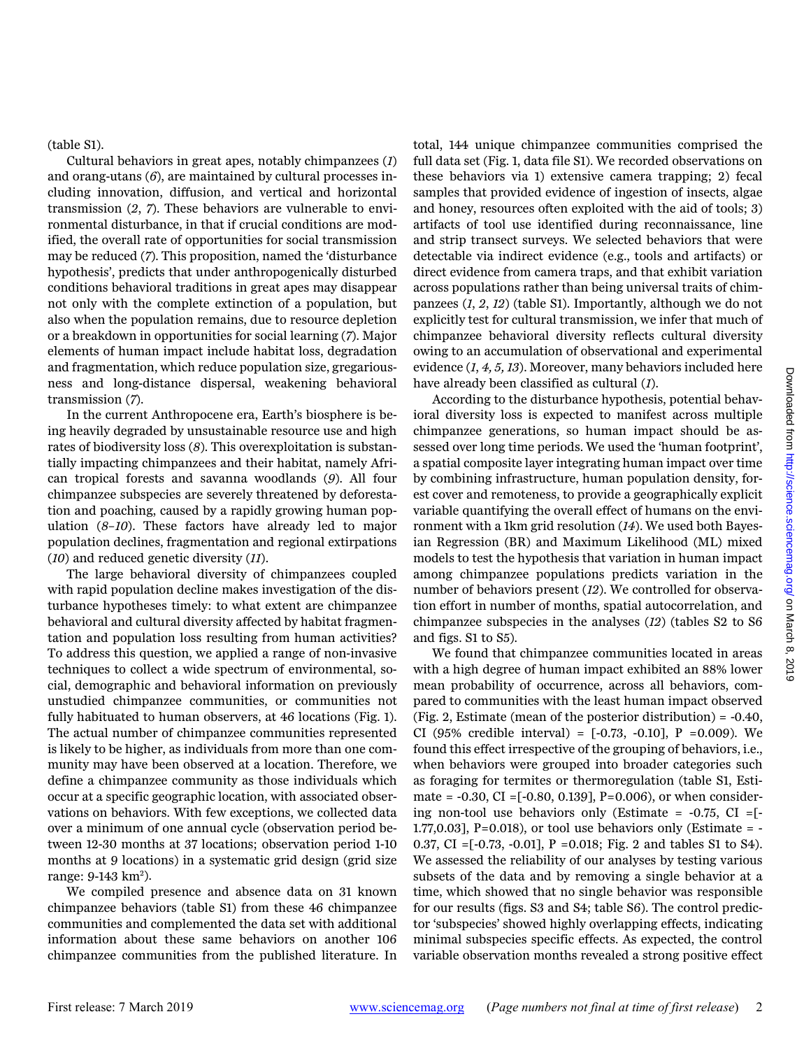(table S1).

Cultural behaviors in great apes, notably chimpanzees (*1*) and orang-utans (*6*), are maintained by cultural processes including innovation, diffusion, and vertical and horizontal transmission (*2*, *7*). These behaviors are vulnerable to environmental disturbance, in that if crucial conditions are modified, the overall rate of opportunities for social transmission may be reduced (*7*). This proposition, named the 'disturbance hypothesis', predicts that under anthropogenically disturbed conditions behavioral traditions in great apes may disappear not only with the complete extinction of a population, but also when the population remains, due to resource depletion or a breakdown in opportunities for social learning (*7*). Major elements of human impact include habitat loss, degradation and fragmentation, which reduce population size, gregariousness and long-distance dispersal, weakening behavioral transmission (*7*).

In the current Anthropocene era, Earth's biosphere is being heavily degraded by unsustainable resource use and high rates of biodiversity loss (*8*). This overexploitation is substantially impacting chimpanzees and their habitat, namely African tropical forests and savanna woodlands (*9*). All four chimpanzee subspecies are severely threatened by deforestation and poaching, caused by a rapidly growing human population (*8*–*10*). These factors have already led to major population declines, fragmentation and regional extirpations (*10*) and reduced genetic diversity (*11*).

The large behavioral diversity of chimpanzees coupled with rapid population decline makes investigation of the disturbance hypotheses timely: to what extent are chimpanzee behavioral and cultural diversity affected by habitat fragmentation and population loss resulting from human activities? To address this question, we applied a range of non-invasive techniques to collect a wide spectrum of environmental, social, demographic and behavioral information on previously unstudied chimpanzee communities, or communities not fully habituated to human observers, at 46 locations (Fig. 1). The actual number of chimpanzee communities represented is likely to be higher, as individuals from more than one community may have been observed at a location. Therefore, we define a chimpanzee community as those individuals which occur at a specific geographic location, with associated observations on behaviors. With few exceptions, we collected data over a minimum of one annual cycle (observation period between 12-30 months at 37 locations; observation period 1-10 months at 9 locations) in a systematic grid design (grid size range: 9-143 km$^2$).

We compiled presence and absence data on 31 known chimpanzee behaviors (table S1) from these 46 chimpanzee communities and complemented the data set with additional information about these same behaviors on another 106 chimpanzee communities from the published literature. In total, 144 unique chimpanzee communities comprised the full data set (Fig. 1, data file S1). We recorded observations on these behaviors via 1) extensive camera trapping; 2) fecal samples that provided evidence of ingestion of insects, algae and honey, resources often exploited with the aid of tools; 3) artifacts of tool use identified during reconnaissance, line and strip transect surveys. We selected behaviors that were detectable via indirect evidence (e.g., tools and artifacts) or direct evidence from camera traps, and that exhibit variation across populations rather than being universal traits of chimpanzees (*1*, *2*, *12*) (table S1). Importantly, although we do not explicitly test for cultural transmission, we infer that much of chimpanzee behavioral diversity reflects cultural diversity owing to an accumulation of observational and experimental evidence (*1*, *4*, *5*, *13*). Moreover, many behaviors included here have already been classified as cultural (*1*).

According to the disturbance hypothesis, potential behavioral diversity loss is expected to manifest across multiple chimpanzee generations, so human impact should be assessed over long time periods. We used the 'human footprint', a spatial composite layer integrating human impact over time by combining infrastructure, human population density, forest cover and remoteness, to provide a geographically explicit variable quantifying the overall effect of humans on the environment with a 1km grid resolution (*14*). We used both Bayesian Regression (BR) and Maximum Likelihood (ML) mixed models to test the hypothesis that variation in human impact among chimpanzee populations predicts variation in the number of behaviors present (*12*). We controlled for observation effort in number of months, spatial autocorrelation, and chimpanzee subspecies in the analyses (*12*) (tables S2 to S6 and figs. S1 to S5).

We found that chimpanzee communities located in areas with a high degree of human impact exhibited an 88% lower mean probability of occurrence, across all behaviors, compared to communities with the least human impact observed (Fig. 2, Estimate (mean of the posterior distribution) = -0.40, CI (95% credible interval) = [-0.73, -0.10], P =0.009). We found this effect irrespective of the grouping of behaviors, i.e., when behaviors were grouped into broader categories such as foraging for termites or thermoregulation (table S1, Estimate = -0.30, CI =[-0.80, 0.139], P=0.006), or when considering non-tool use behaviors only (Estimate = -0.75, CI =[-1.77,0.03], P=0.018), or tool use behaviors only (Estimate = -0.37, CI =[-0.73, -0.01], P =0.018; Fig. 2 and tables S1 to S4). We assessed the reliability of our analyses by testing various subsets of the data and by removing a single behavior at a time, which showed that no single behavior was responsible for our results (figs. S3 and S4; table S6). The control predictor 'subspecies' showed highly overlapping effects, indicating minimal subspecies specific effects. As expected, the control variable observation months revealed a strong positive effect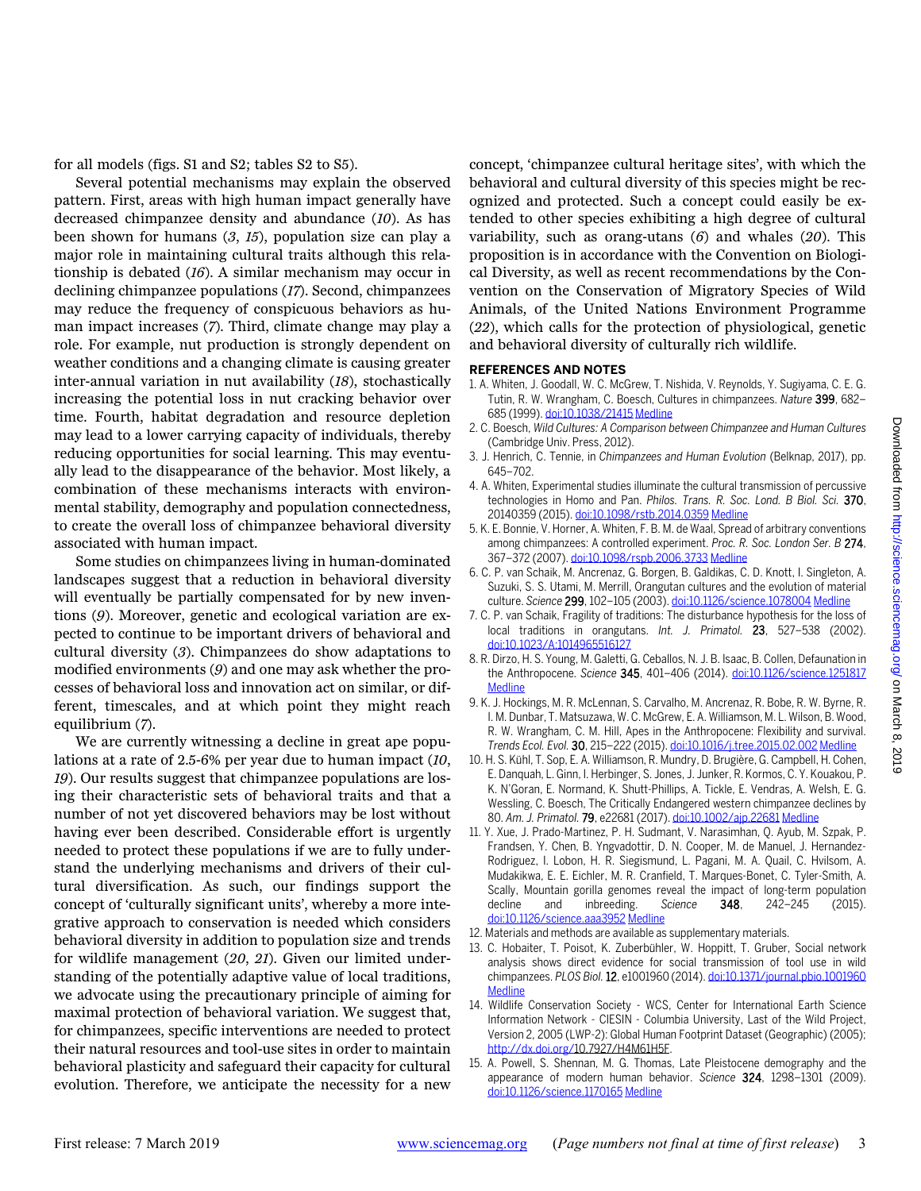for all models (figs. S1 and S2; tables S2 to S5).

Several potential mechanisms may explain the observed pattern. First, areas with high human impact generally have decreased chimpanzee density and abundance (*10*). As has been shown for humans (*3*, *15*), population size can play a major role in maintaining cultural traits although this relationship is debated (*16*). A similar mechanism may occur in declining chimpanzee populations (*17*). Second, chimpanzees may reduce the frequency of conspicuous behaviors as human impact increases (*7*). Third, climate change may play a role. For example, nut production is strongly dependent on weather conditions and a changing climate is causing greater inter-annual variation in nut availability (*18*), stochastically increasing the potential loss in nut cracking behavior over time. Fourth, habitat degradation and resource depletion may lead to a lower carrying capacity of individuals, thereby reducing opportunities for social learning. This may eventually lead to the disappearance of the behavior. Most likely, a combination of these mechanisms interacts with environmental stability, demography and population connectedness, to create the overall loss of chimpanzee behavioral diversity associated with human impact.

Some studies on chimpanzees living in human-dominated landscapes suggest that a reduction in behavioral diversity will eventually be partially compensated for by new inventions (*9*). Moreover, genetic and ecological variation are expected to continue to be important drivers of behavioral and cultural diversity (*3*). Chimpanzees do show adaptations to modified environments (*9*) and one may ask whether the processes of behavioral loss and innovation act on similar, or different, timescales, and at which point they might reach equilibrium (*7*).

We are currently witnessing a decline in great ape populations at a rate of 2.5-6% per year due to human impact (*10*, *19*). Our results suggest that chimpanzee populations are losing their characteristic sets of behavioral traits and that a number of not yet discovered behaviors may be lost without having ever been described. Considerable effort is urgently needed to protect these populations if we are to fully understand the underlying mechanisms and drivers of their cultural diversification. As such, our findings support the concept of 'culturally significant units', whereby a more integrative approach to conservation is needed which considers behavioral diversity in addition to population size and trends for wildlife management (*20*, *21*). Given our limited understanding of the potentially adaptive value of local traditions, we advocate using the precautionary principle of aiming for maximal protection of behavioral variation. We suggest that, for chimpanzees, specific interventions are needed to protect their natural resources and tool-use sites in order to maintain behavioral plasticity and safeguard their capacity for cultural evolution. Therefore, we anticipate the necessity for a new concept, 'chimpanzee cultural heritage sites', with which the behavioral and cultural diversity of this species might be recognized and protected. Such a concept could easily be extended to other species exhibiting a high degree of cultural variability, such as orang-utans (*6*) and whales (*20*). This proposition is in accordance with the Convention on Biological Diversity, as well as recent recommendations by the Convention on the Conservation of Migratory Species of Wild Animals, of the United Nations Environment Programme (*22*), which calls for the protection of physiological, genetic and behavioral diversity of culturally rich wildlife.

## REFERENCES AND NOTES

1. A. Whiten, J. Goodall, W. C. McGrew, T. Nishida, V. Reynolds, Y. Sugiyama, C. E. G. Tutin, R. W. Wrangham, C. Boesch, Cultures in chimpanzees. *Nature* **399**, 682–685 (1999). doi:10.1038/21415 Medline
2. C. Boesch, *Wild Cultures: A Comparison between Chimpanzee and Human Cultures* (Cambridge Univ. Press, 2012).
3. J. Henrich, C. Tennie, in *Chimpanzees and Human Evolution* (Belknap, 2017), pp. 645–702.
4. A. Whiten, Experimental studies illuminate the cultural transmission of percussive technologies in Homo and Pan. *Philos. Trans. R. Soc. Lond. B Biol. Sci.* **370**, 20140359 (2015). doi:10.1098/rstb.2014.0359 Medline
5. K. E. Bonnie, V. Horner, A. Whiten, F. B. M. de Waal, Spread of arbitrary conventions among chimpanzees: A controlled experiment. *Proc. R. Soc. London Ser. B* **274**, 367–372 (2007). doi:10.1098/rspb.2006.3733 Medline
6. C. P. van Schaik, M. Ancrenaz, G. Borgen, B. Galdikas, C. D. Knott, I. Singleton, A. Suzuki, S. S. Utami, M. Merrill, Orangutan cultures and the evolution of material culture. *Science* **299**, 102–105 (2003). doi:10.1126/science.1078004 Medline
7. C. P. van Schaik, Fragility of traditions: The disturbance hypothesis for the loss of local traditions in orangutans. *Int. J. Primatol.* **23**, 527–538 (2002). doi:10.1023/A:1014965516127
8. R. Dirzo, H. S. Young, M. Galetti, G. Ceballos, N. J. B. Isaac, B. Collen, Defaunation in the Anthropocene. *Science* **345**, 401–406 (2014). doi:10.1126/science.1251817 Medline
9. K. J. Hockings, M. R. McLennan, S. Carvalho, M. Ancrenaz, R. Bobe, R. W. Byrne, R. I. M. Dunbar, T. Matsuzawa, W. C. McGrew, E. A. Williamson, M. L. Wilson, B. Wood, R. W. Wrangham, C. M. Hill, Apes in the Anthropocene: Flexibility and survival. *Trends Ecol. Evol.* **30**, 215–222 (2015). doi:10.1016/j.tree.2015.02.002 Medline
10. H. S. Kühl, T. Sop, E. A. Williamson, R. Mundry, D. Brugière, G. Campbell, H. Cohen, E. Danquah, L. Ginn, I. Herbinger, S. Jones, J. Junker, R. Kormos, C. Y. Kouakou, P. K. N'Goran, E. Normand, K. Shutt-Phillips, A. Tickle, E. Vendras, A. Welsh, E. G. Wessling, C. Boesch, The Critically Endangered western chimpanzee declines by 80. *Am. J. Primatol.* **79**, e22681 (2017). doi:10.1002/ajp.22681 Medline
11. Y. Xue, J. Prado-Martinez, P. H. Sudmant, V. Narasimhan, Q. Ayub, M. Szpak, P. Frandsen, Y. Chen, B. Yngvadottir, D. N. Cooper, M. de Manuel, J. Hernandez-Rodriguez, I. Lobon, H. R. Siegismund, L. Pagani, M. A. Quail, C. Hvilsom, A. Mudakikwa, E. E. Eichler, M. R. Cranfield, T. Marques-Bonet, C. Tyler-Smith, A. Scally, Mountain gorilla genomes reveal the impact of long-term population decline and inbreeding. *Science* **348**, 242–245 (2015). doi:10.1126/science.aaa3952 Medline
12. Materials and methods are available as supplementary materials.
13. C. Hobaiter, T. Poisot, K. Zuberbühler, W. Hoppitt, T. Gruber, Social network analysis shows direct evidence for social transmission of tool use in wild chimpanzees. *PLOS Biol.* **12**, e1001960 (2014). doi:10.1371/journal.pbio.1001960 Medline
14. Wildlife Conservation Society - WCS, Center for International Earth Science Information Network - CIESIN - Columbia University, Last of the Wild Project, Version 2, 2005 (LWP-2): Global Human Footprint Dataset (Geographic) (2005); http://dx.doi.org/10.7927/H4M61H5F.
15. A. Powell, S. Shennan, M. G. Thomas, Late Pleistocene demography and the appearance of modern human behavior. *Science* **324**, 1298–1301 (2009). doi:10.1126/science.1170165 Medline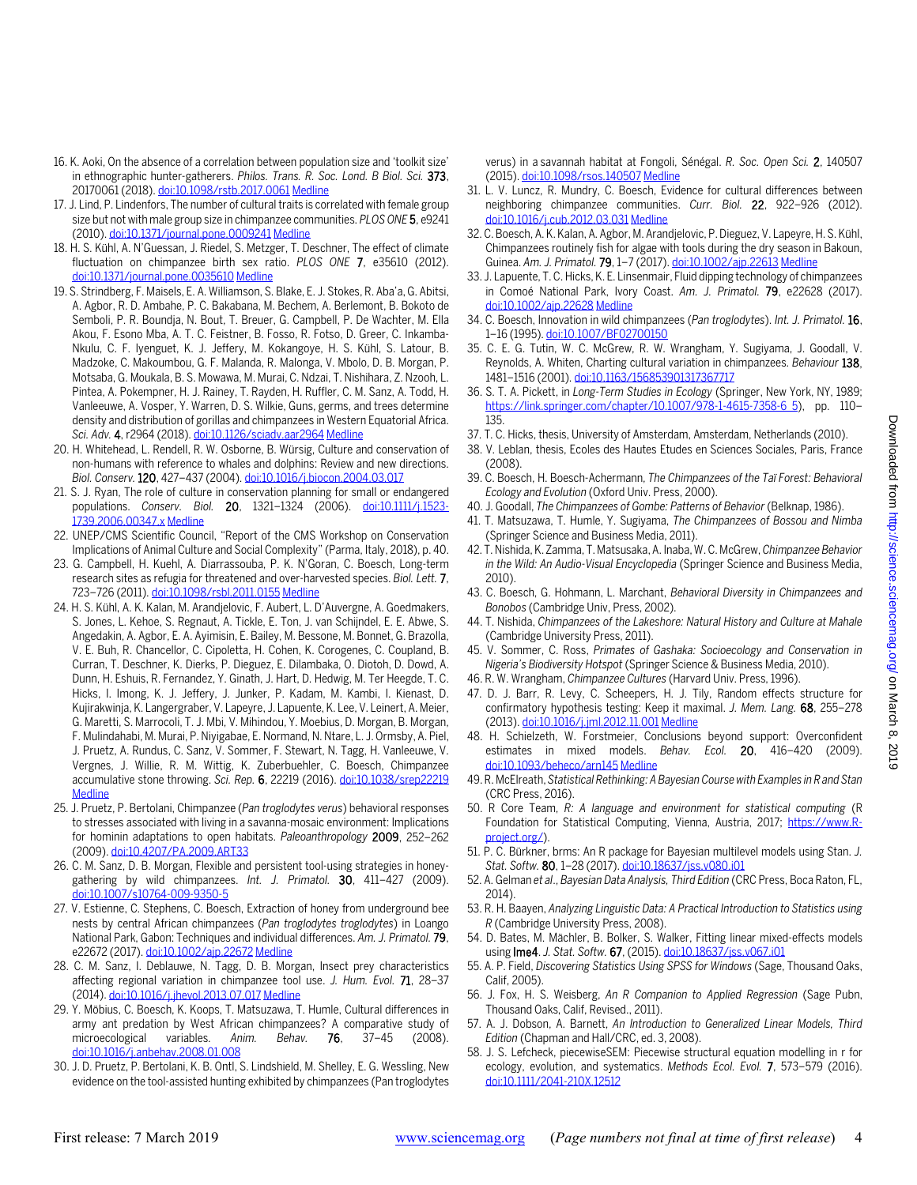16. K. Aoki, On the absence of a correlation between population size and 'toolkit size' in ethnographic hunter-gatherers. *Philos. Trans. R. Soc. Lond. B Biol. Sci.* **373**, 20170061 (2018). doi:10.1098/rstb.2017.0061 Medline
17. J. Lind, P. Lindenfors, The number of cultural traits is correlated with female group size but not with male group size in chimpanzee communities. *PLOS ONE* **5**, e9241 (2010). doi:10.1371/journal.pone.0009241 Medline
18. H. S. Kühl, A. N'Guessan, J. Riedel, S. Metzger, T. Deschner, The effect of climate fluctuation on chimpanzee birth sex ratio. *PLOS ONE* **7**, e35610 (2012). doi:10.1371/journal.pone.0035610 Medline
19. S. Strindberg, F. Maisels, E. A. Williamson, S. Blake, E. J. Stokes, R. Aba'a, G. Abitsi, A. Agbor, R. D. Ambahe, P. C. Bakabana, M. Bechem, A. Berlemont, B. Bokoto de Semboli, P. R. Boundja, N. Bout, T. Breuer, G. Campbell, P. De Wachter, M. Ella Akou, F. Esono Mba, A. T. C. Feistner, B. Fosso, R. Fotso, D. Greer, C. Inkamba-Nkulu, C. F. Iyenguet, K. J. Jeffery, M. Kokangoye, H. S. Kühl, S. Latour, B. Madzoke, C. Makoumbou, G. F. Malanda, R. Malonga, V. Mbolo, D. B. Morgan, P. Motsaba, G. Moukala, B. S. Mowawa, M. Murai, C. Ndzai, T. Nishihara, Z. Nzooh, L. Pintea, A. Pokempner, H. J. Rainey, T. Rayden, H. Ruffler, C. M. Sanz, A. Todd, H. Vanleeuwe, A. Vosper, Y. Warren, D. S. Wilkie, Guns, germs, and trees determine density and distribution of gorillas and chimpanzees in Western Equatorial Africa. *Sci. Adv.* **4**, r2964 (2018). doi:10.1126/sciadv.aar2964 Medline
20. H. Whitehead, L. Rendell, R. W. Osborne, B. Würsig, Culture and conservation of non-humans with reference to whales and dolphins: Review and new directions. *Biol. Conserv.* **120**, 427–437 (2004). doi:10.1016/j.biocon.2004.03.017
21. S. J. Ryan, The role of culture in conservation planning for small or endangered populations. *Conserv. Biol.* **20**, 1321–1324 (2006). doi:10.1111/j.1523-1739.2006.00347.x Medline
22. UNEP/CMS Scientific Council, "Report of the CMS Workshop on Conservation Implications of Animal Culture and Social Complexity" (Parma, Italy, 2018), p. 40.
23. G. Campbell, H. Kuehl, A. Diarrassouba, P. K. N'Goran, C. Boesch, Long-term research sites as refugia for threatened and over-harvested species. *Biol. Lett.* **7**, 723–726 (2011). doi:10.1098/rsbl.2011.0155 Medline
24. H. S. Kühl, A. K. Kalan, M. Arandjelovic, F. Aubert, L. D'Auvergne, A. Goedmakers, S. Jones, L. Kehoe, S. Regnaut, A. Tickle, E. Ton, J. van Schijndel, E. E. Abwe, S. Angedakin, A. Agbor, E. A. Ayimisin, E. Bailey, M. Bessone, M. Bonnet, G. Brazolla, V. E. Buh, R. Chancellor, C. Cipoletta, H. Cohen, K. Corogenes, C. Coupland, B. Curran, T. Deschner, K. Dierks, P. Dieguez, E. Dilambaka, O. Diotoh, D. Dowd, A. Dunn, H. Eshuis, R. Fernandez, Y. Ginath, J. Hart, D. Hedwig, M. Ter Heegde, T. C. Hicks, I. Imong, K. J. Jeffery, J. Junker, P. Kadam, M. Kambi, I. Kienast, D. Kujirakwinja, K. Langergraber, V. Lapeyre, J. Lapuente, K. Lee, V. Leinert, A. Meier, G. Maretti, S. Marrocoli, T. J. Mbi, V. Mihindou, Y. Moebius, D. Morgan, B. Morgan, F. Mulindahabi, M. Murai, P. Niyigabae, E. Normand, N. Ntare, L. J. Ormsby, A. Piel, J. Pruetz, A. Rundus, C. Sanz, V. Sommer, F. Stewart, N. Tagg, H. Vanleeuwe, V. Vergnes, J. Willie, R. M. Wittig, K. Zuberbuehler, C. Boesch, Chimpanzee accumulative stone throwing. *Sci. Rep.* **6**, 22219 (2016). doi:10.1038/srep22219 Medline
25. J. Pruetz, P. Bertolani, Chimpanzee (*Pan troglodytes verus*) behavioral responses to stresses associated with living in a savanna-mosaic environment: Implications for hominin adaptations to open habitats. *Paleoanthropology* **2009**, 252–262 (2009). doi:10.4207/PA.2009.ART33
26. C. M. Sanz, D. B. Morgan, Flexible and persistent tool-using strategies in honey-gathering by wild chimpanzees. *Int. J. Primatol.* **30**, 411–427 (2009). doi:10.1007/s10764-009-9350-5
27. V. Estienne, C. Stephens, C. Boesch, Extraction of honey from underground bee nests by central African chimpanzees (*Pan troglodytes troglodytes*) in Loango National Park, Gabon: Techniques and individual differences. *Am. J. Primatol.* **79**, e22672 (2017). doi:10.1002/ajp.22672 Medline
28. C. M. Sanz, I. Deblauwe, N. Tagg, D. B. Morgan, Insect prey characteristics affecting regional variation in chimpanzee tool use. *J. Hum. Evol.* **71**, 28–37 (2014). doi:10.1016/j.jhevol.2013.07.017 Medline
29. Y. Möbius, C. Boesch, K. Koops, T. Matsuzawa, T. Humle, Cultural differences in army ant predation by West African chimpanzees? A comparative study of microecological variables. *Anim. Behav.* **76**, 37–45 (2008). doi:10.1016/j.anbehav.2008.01.008
30. J. D. Pruetz, P. Bertolani, K. B. Ontl, S. Lindshield, M. Shelley, E. G. Wessling, New evidence on the tool-assisted hunting exhibited by chimpanzees (Pan troglodytes verus) in a savannah habitat at Fongoli, Sénégal. *R. Soc. Open Sci.* **2**, 140507 (2015). doi:10.1098/rsos.140507 Medline
31. L. V. Luncz, R. Mundry, C. Boesch, Evidence for cultural differences between neighboring chimpanzee communities. *Curr. Biol.* **22**, 922–926 (2012). doi:10.1016/j.cub.2012.03.031 Medline
32. C. Boesch, A. K. Kalan, A. Agbor, M. Arandjelovic, P. Dieguez, V. Lapeyre, H. S. Kühl, Chimpanzees routinely fish for algae with tools during the dry season in Bakoun, Guinea. *Am. J. Primatol.* **79**, 1–7 (2017). doi:10.1002/ajp.22613 Medline
33. J. Lapuente, T. C. Hicks, K. E. Linsenmair, Fluid dipping technology of chimpanzees in Comoé National Park, Ivory Coast. *Am. J. Primatol.* **79**, e22628 (2017). doi:10.1002/ajp.22628 Medline
34. C. Boesch, Innovation in wild chimpanzees (*Pan troglodytes*). *Int. J. Primatol.* **16**, 1–16 (1995). doi:10.1007/BF02700150
35. C. E. G. Tutin, W. C. McGrew, R. W. Wrangham, Y. Sugiyama, J. Goodall, V. Reynolds, A. Whiten, Charting cultural variation in chimpanzees. *Behaviour* **138**, 1481–1516 (2001). doi:10.1163/156853901317367717
36. S. T. A. Pickett, in *Long-Term Studies in Ecology* (Springer, New York, NY, 1989; https://link.springer.com/chapter/10.1007/978-1-4615-7358-6_5), pp. 110–135.
37. T. C. Hicks, thesis, University of Amsterdam, Amsterdam, Netherlands (2010).
38. V. Leblan, thesis, Ecoles des Hautes Etudes en Sciences Sociales, Paris, France (2008).
39. C. Boesch, H. Boesch-Achermann, *The Chimpanzees of the Taï Forest: Behavioral Ecology and Evolution* (Oxford Univ. Press, 2000).
40. J. Goodall, *The Chimpanzees of Gombe: Patterns of Behavior* (Belknap, 1986).
41. T. Matsuzawa, T. Humle, Y. Sugiyama, *The Chimpanzees of Bossou and Nimba* (Springer Science and Business Media, 2011).
42. T. Nishida, K. Zamma, T. Matsusaka, A. Inaba, W. C. McGrew, *Chimpanzee Behavior in the Wild: An Audio-Visual Encyclopedia* (Springer Science and Business Media, 2010).
43. C. Boesch, G. Hohmann, L. Marchant, *Behavioral Diversity in Chimpanzees and Bonobos* (Cambridge Univ, Press, 2002).
44. T. Nishida, *Chimpanzees of the Lakeshore: Natural History and Culture at Mahale* (Cambridge University Press, 2011).
45. V. Sommer, C. Ross, *Primates of Gashaka: Socioecology and Conservation in Nigeria's Biodiversity Hotspot* (Springer Science & Business Media, 2010).
46. R. W. Wrangham, *Chimpanzee Cultures* (Harvard Univ. Press, 1996).
47. D. J. Barr, R. Levy, C. Scheepers, H. J. Tily, Random effects structure for confirmatory hypothesis testing: Keep it maximal. *J. Mem. Lang.* **68**, 255–278 (2013). doi:10.1016/j.jml.2012.11.001 Medline
48. H. Schielzeth, W. Forstmeier, Conclusions beyond support: Overconfident estimates in mixed models. *Behav. Ecol.* **20**, 416–420 (2009). doi:10.1093/beheco/arn145 Medline
49. R. McElreath, *Statistical Rethinking: A Bayesian Course with Examples in R and Stan* (CRC Press, 2016).
50. R Core Team, *R: A language and environment for statistical computing* (R Foundation for Statistical Computing, Vienna, Austria, 2017; https://www.R-project.org/).
51. P. C. Bürkner, brms: An R package for Bayesian multilevel models using Stan. *J. Stat. Softw.* **80**, 1–28 (2017). doi:10.18637/jss.v080.i01
52. A. Gelman *et al*., *Bayesian Data Analysis, Third Edition* (CRC Press, Boca Raton, FL, 2014).
53. R. H. Baayen, *Analyzing Linguistic Data: A Practical Introduction to Statistics using R* (Cambridge University Press, 2008).
54. D. Bates, M. Mächler, B. Bolker, S. Walker, Fitting linear mixed-effects models using **lme4**. *J. Stat. Softw.* **67**, (2015). doi:10.18637/jss.v067.i01
55. A. P. Field, *Discovering Statistics Using SPSS for Windows* (Sage, Thousand Oaks, Calif, 2005).
56. J. Fox, H. S. Weisberg, *An R Companion to Applied Regression* (Sage Pubn, Thousand Oaks, Calif, Revised., 2011).
57. A. J. Dobson, A. Barnett, *An Introduction to Generalized Linear Models, Third Edition* (Chapman and Hall/CRC, ed. 3, 2008).
58. J. S. Lefcheck, piecewiseSEM: Piecewise structural equation modelling in r for ecology, evolution, and systematics. *Methods Ecol. Evol.* **7**, 573–579 (2016). doi:10.1111/2041-210X.12512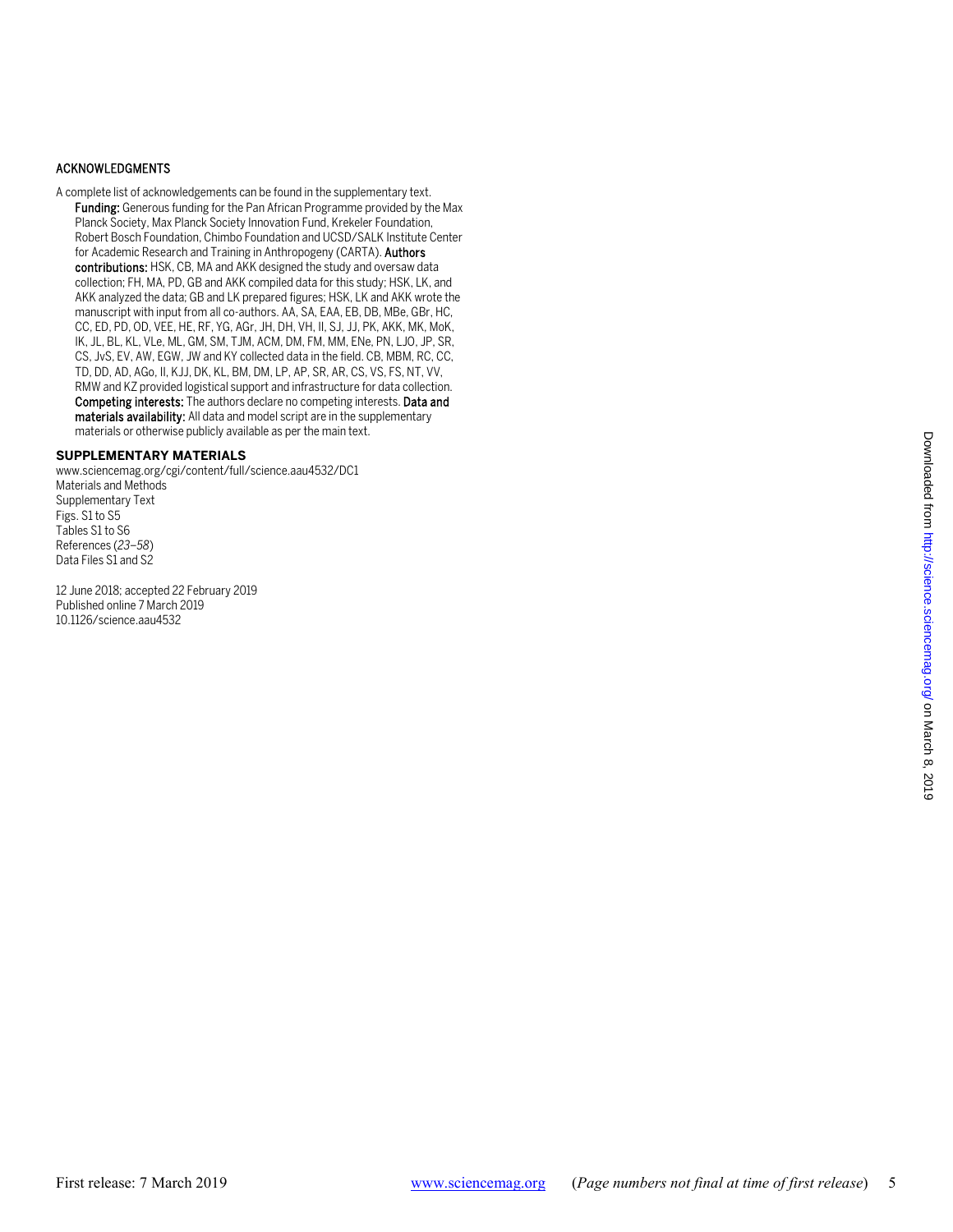## ACKNOWLEDGMENTS

A complete list of acknowledgements can be found in the supplementary text. **Funding:** Generous funding for the Pan African Programme provided by the Max Planck Society, Max Planck Society Innovation Fund, Krekeler Foundation, Robert Bosch Foundation, Chimbo Foundation and UCSD/SALK Institute Center for Academic Research and Training in Anthropogeny (CARTA). **Authors contributions:** HSK, CB, MA and AKK designed the study and oversaw data collection; FH, MA, PD, GB and AKK compiled data for this study; HSK, LK, and AKK analyzed the data; GB and LK prepared figures; HSK, LK and AKK wrote the manuscript with input from all co-authors. AA, SA, EAA, EB, DB, MBe, GBr, HC, CC, ED, PD, OD, VEE, HE, RF, YG, AGr, JH, DH, VH, II, SJ, JJ, PK, AKK, MK, MoK, IK, JL, BL, KL, VLe, ML, GM, SM, TJM, ACM, DM, FM, MM, ENe, PN, LJO, JP, SR, CS, JvS, EV, AW, EGW, JW and KY collected data in the field. CB, MBM, RC, CC, TD, DD, AD, AGo, II, KJJ, DK, KL, BM, DM, LP, AP, SR, AR, CS, VS, FS, NT, VV, RMW and KZ provided logistical support and infrastructure for data collection. **Competing interests:** The authors declare no competing interests. **Data and materials availability:** All data and model script are in the supplementary materials or otherwise publicly available as per the main text.

## SUPPLEMENTARY MATERIALS

www.sciencemag.org/cgi/content/full/science.aau4532/DC1
Materials and Methods
Supplementary Text
Figs. S1 to S5
Tables S1 to S6
References (*23*–*58*)
Data Files S1 and S2

12 June 2018; accepted 22 February 2019
Published online 7 March 2019
10.1126/science.aau4532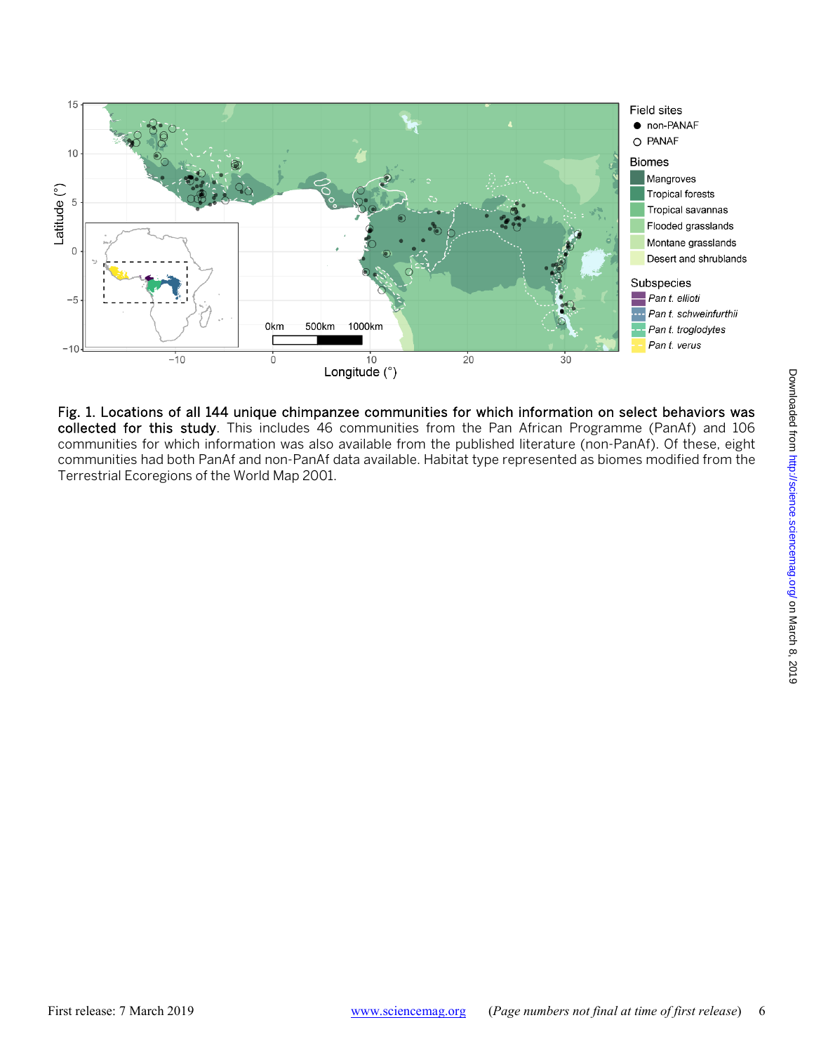**Fig. 1. Locations of all 144 unique chimpanzee communities for which information on select behaviors was collected for this study**. This includes 46 communities from the Pan African Programme (PanAf) and 106 communities for which information was also available from the published literature (non-PanAf). Of these, eight communities had both PanAf and non-PanAf data available. Habitat type represented as biomes modified from the Terrestrial Ecoregions of the World Map 2001.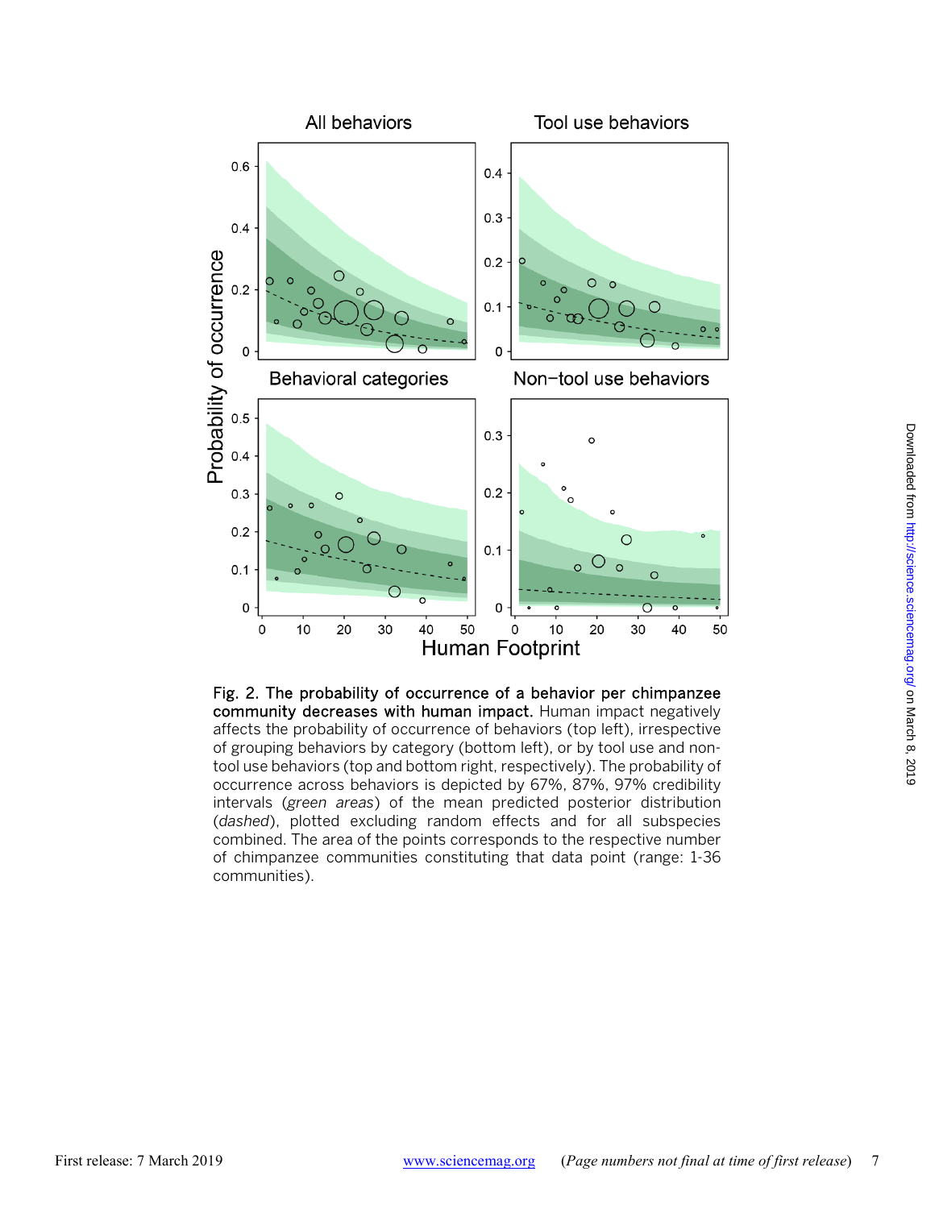**Fig. 2. The probability of occurrence of a behavior per chimpanzee community decreases with human impact.** Human impact negatively affects the probability of occurrence of behaviors (top left), irrespective of grouping behaviors by category (bottom left), or by tool use and non-tool use behaviors (top and bottom right, respectively). The probability of occurrence across behaviors is depicted by 67%, 87%, 97% credibility intervals (*green areas*) of the mean predicted posterior distribution (*dashed*), plotted excluding random effects and for all subspecies combined. The area of the points corresponds to the respective number of chimpanzee communities constituting that data point (range: 1-36 communities).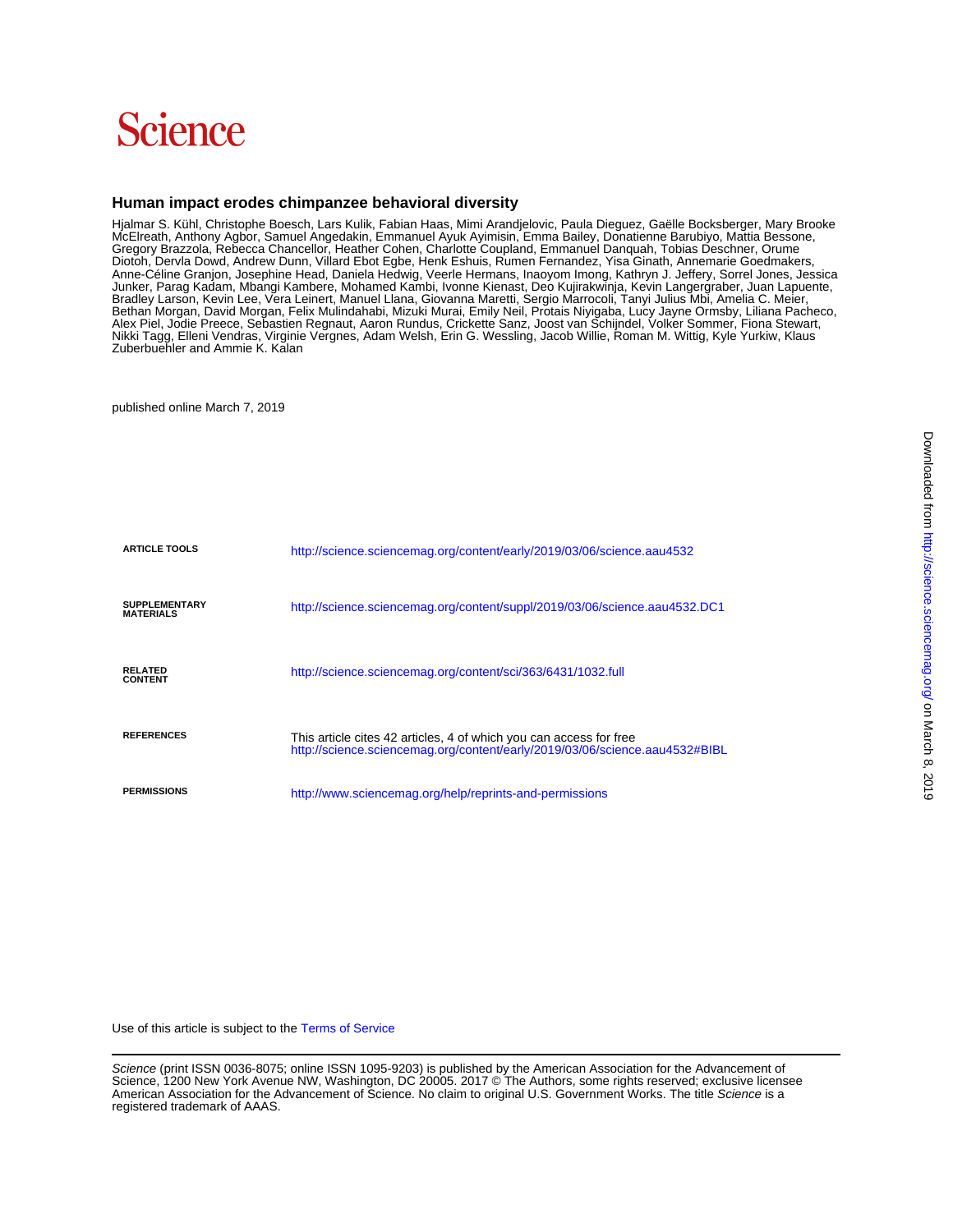# Science

## Human impact erodes chimpanzee behavioral diversity

Hjalmar S. Kühl, Christophe Boesch, Lars Kulik, Fabian Haas, Mimi Arandjelovic, Paula Dieguez, Gaëlle Bocksberger, Mary Brooke McElreath, Anthony Agbor, Samuel Angedakin, Emmanuel Ayuk Ayimisin, Emma Bailey, Donatienne Barubiyo, Mattia Bessone, Gregory Brazzola, Rebecca Chancellor, Heather Cohen, Charlotte Coupland, Emmanuel Danquah, Tobias Deschner, Orume Diotoh, Dervla Dowd, Andrew Dunn, Villard Ebot Egbe, Henk Eshuis, Rumen Fernandez, Yisa Ginath, Annemarie Goedmakers, Anne-Céline Granjon, Josephine Head, Daniela Hedwig, Veerle Hermans, Inaoyom Imong, Kathryn J. Jeffery, Sorrel Jones, Jessica Junker, Parag Kadam, Mbangi Kambere, Mohamed Kambi, Ivonne Kienast, Deo Kujirakwinja, Kevin Langergraber, Juan Lapuente, Bradley Larson, Kevin Lee, Vera Leinert, Manuel Llana, Giovanna Maretti, Sergio Marrocoli, Tanyi Julius Mbi, Amelia C. Meier, Bethan Morgan, David Morgan, Felix Mulindahabi, Mizuki Murai, Emily Neil, Protais Niyigaba, Lucy Jayne Ormsby, Liliana Pacheco, Alex Piel, Jodie Preece, Sebastien Regnaut, Aaron Rundus, Crickette Sanz, Joost van Schijndel, Volker Sommer, Fiona Stewart, Nikki Tagg, Elleni Vendras, Virginie Vergnes, Adam Welsh, Erin G. Wessling, Jacob Willie, Roman M. Wittig, Kyle Yurkiw, Klaus Zuberbuehler and Ammie K. Kalan

published online March 7, 2019

| | |
|---|---|
| **ARTICLE TOOLS** | http://science.sciencemag.org/content/early/2019/03/06/science.aau4532 |
| **SUPPLEMENTARY MATERIALS** | http://science.sciencemag.org/content/suppl/2019/03/06/science.aau4532.DC1 |
| **RELATED CONTENT** | http://science.sciencemag.org/content/sci/363/6431/1032.full |
| **REFERENCES** | This article cites 42 articles, 4 of which you can access for free http://science.sciencemag.org/content/early/2019/03/06/science.aau4532#BIBL |
| **PERMISSIONS** | http://www.sciencemag.org/help/reprints-and-permissions |

Use of this article is subject to the Terms of Service

*Science* (print ISSN 0036-8075; online ISSN 1095-9203) is published by the American Association for the Advancement of Science, 1200 New York Avenue NW, Washington, DC 20005. 2017 © The Authors, some rights reserved; exclusive licensee American Association for the Advancement of Science. No claim to original U.S. Government Works. The title *Science* is a registered trademark of AAAS.

Downloaded from http://science.sciencemag.org/ on March 8, 2019